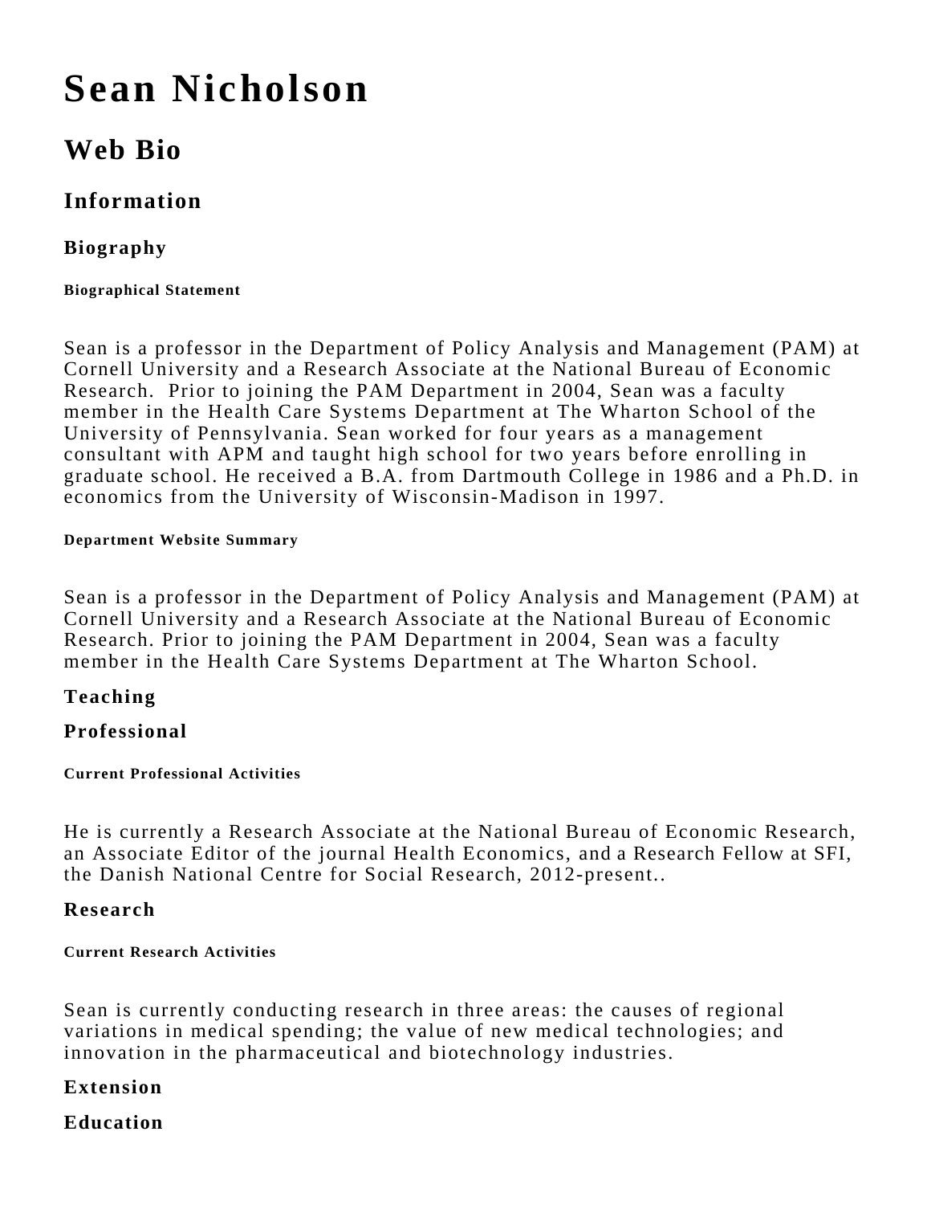# Sean Nicholson

## Web Bio

### Information

#### Biography

##### Biographical Statement

Sean is a professor in the Department of Policy Analysis and Management (PAM) at Cornell University and a Research Associate at the National Bureau of Economic Research. Prior to joining the PAM Department in 2004, Sean was a faculty member in the Health Care Systems Department at The Wharton School of the University of Pennsylvania. Sean worked for four years as a management consultant with APM and taught high school for two years before enrolling in graduate school. He received a B.A. from Dartmouth College in 1986 and a Ph.D. in economics from the University of Wisconsin-Madison in 1997.

##### Department Website Summary

Sean is a professor in the Department of Policy Analysis and Management (PAM) at Cornell University and a Research Associate at the National Bureau of Economic Research. Prior to joining the PAM Department in 2004, Sean was a faculty member in the Health Care Systems Department at The Wharton School.

#### Teaching

#### Professional

##### Current Professional Activities

He is currently a Research Associate at the National Bureau of Economic Research, an Associate Editor of the journal Health Economics, and a Research Fellow at SFI, the Danish National Centre for Social Research, 2012-present..

#### Research

##### Current Research Activities

Sean is currently conducting research in three areas: the causes of regional variations in medical spending; the value of new medical technologies; and innovation in the pharmaceutical and biotechnology industries.

#### Extension

#### Education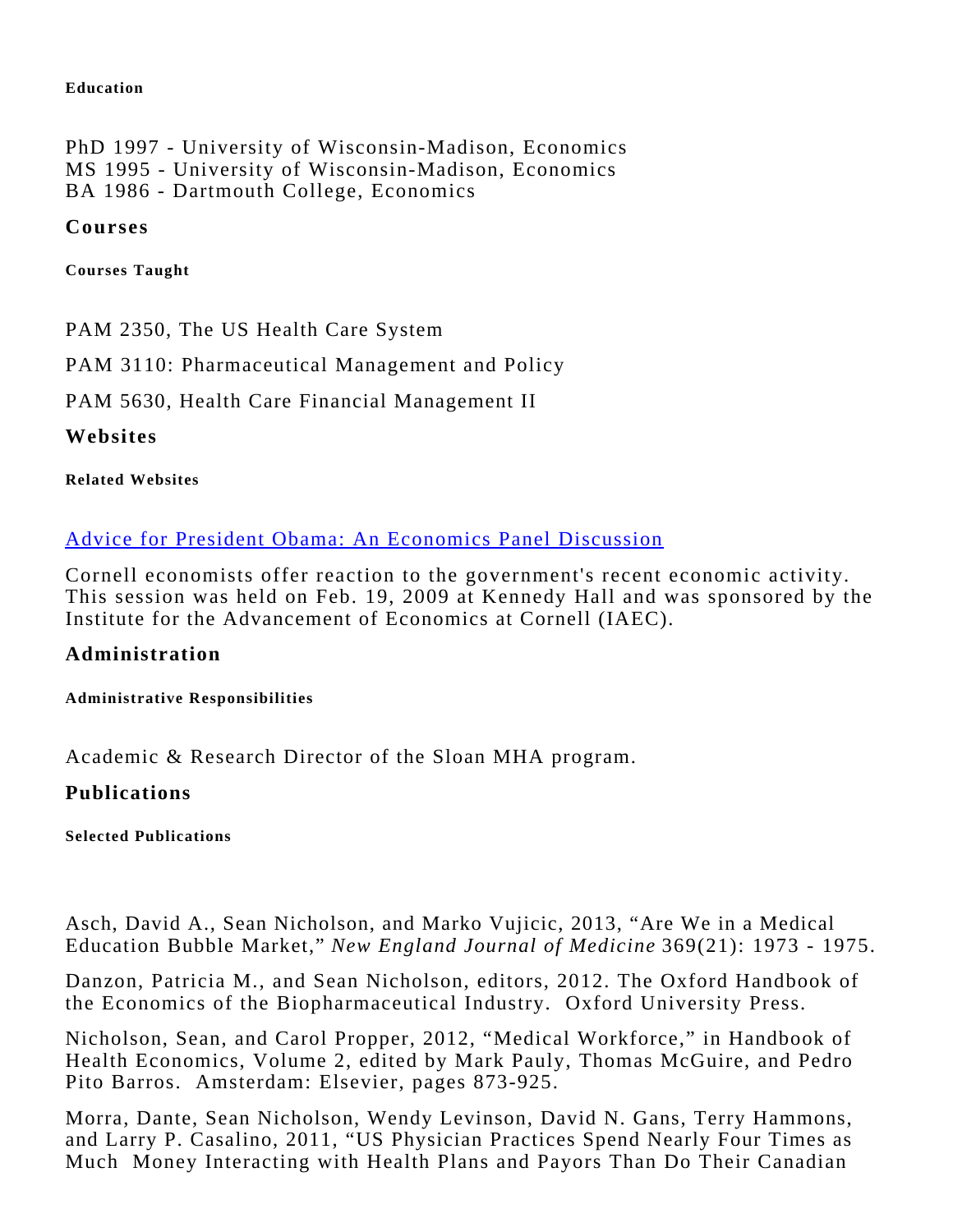#### Education

PhD 1997 - University of Wisconsin-Madison, Economics
MS 1995 - University of Wisconsin-Madison, Economics
BA 1986 - Dartmouth College, Economics

### Courses

#### Courses Taught

PAM 2350, The US Health Care System

PAM 3110: Pharmaceutical Management and Policy

PAM 5630, Health Care Financial Management II

### Websites

#### Related Websites

[Advice for President Obama: An Economics Panel Discussion]

Cornell economists offer reaction to the government's recent economic activity. This session was held on Feb. 19, 2009 at Kennedy Hall and was sponsored by the Institute for the Advancement of Economics at Cornell (IAEC).

### Administration

#### Administrative Responsibilities

Academic & Research Director of the Sloan MHA program.

### Publications

#### Selected Publications

Asch, David A., Sean Nicholson, and Marko Vujicic, 2013, "Are We in a Medical Education Bubble Market," *New England Journal of Medicine* 369(21): 1973 - 1975.

Danzon, Patricia M., and Sean Nicholson, editors, 2012. The Oxford Handbook of the Economics of the Biopharmaceutical Industry. Oxford University Press.

Nicholson, Sean, and Carol Propper, 2012, "Medical Workforce," in Handbook of Health Economics, Volume 2, edited by Mark Pauly, Thomas McGuire, and Pedro Pito Barros. Amsterdam: Elsevier, pages 873-925.

Morra, Dante, Sean Nicholson, Wendy Levinson, David N. Gans, Terry Hammons, and Larry P. Casalino, 2011, "US Physician Practices Spend Nearly Four Times as Much Money Interacting with Health Plans and Payors Than Do Their Canadian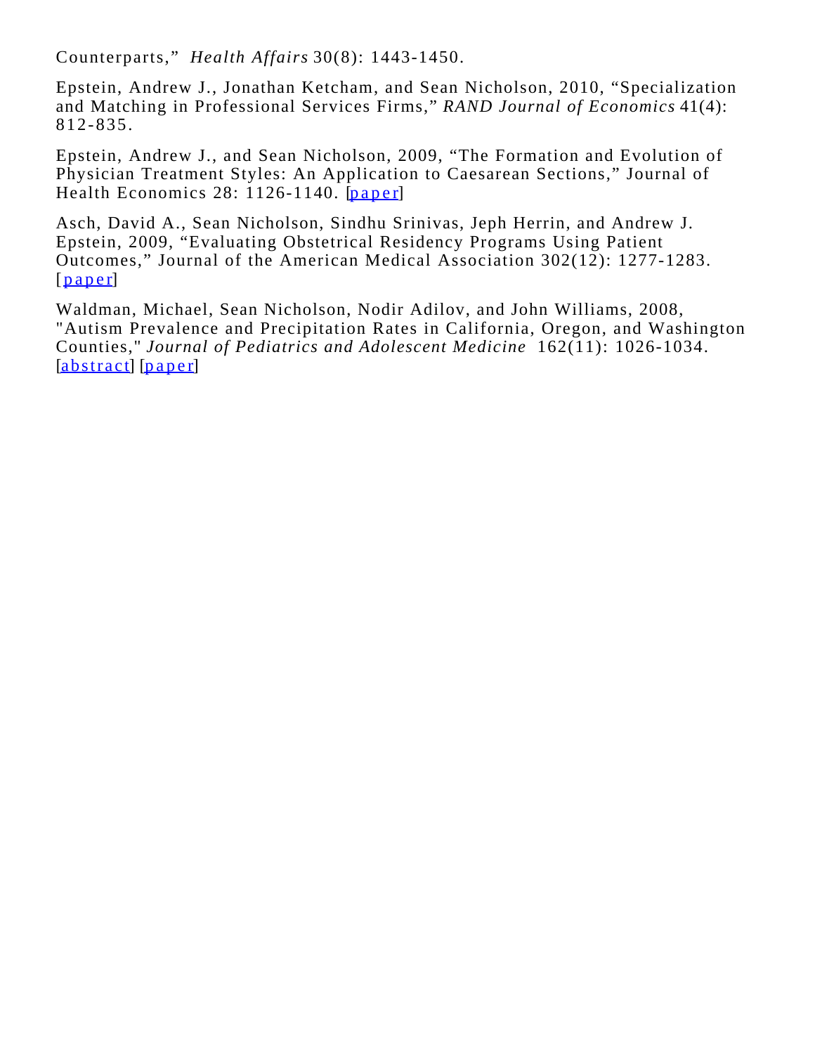Counterparts," *Health Affairs* 30(8): 1443-1450.

Epstein, Andrew J., Jonathan Ketcham, and Sean Nicholson, 2010, "Specialization and Matching in Professional Services Firms," *RAND Journal of Economics* 41(4): 812-835.

Epstein, Andrew J., and Sean Nicholson, 2009, "The Formation and Evolution of Physician Treatment Styles: An Application to Caesarean Sections," Journal of Health Economics 28: 1126-1140. [paper]

Asch, David A., Sean Nicholson, Sindhu Srinivas, Jeph Herrin, and Andrew J. Epstein, 2009, "Evaluating Obstetrical Residency Programs Using Patient Outcomes," Journal of the American Medical Association 302(12): 1277-1283. [paper]

Waldman, Michael, Sean Nicholson, Nodir Adilov, and John Williams, 2008, "Autism Prevalence and Precipitation Rates in California, Oregon, and Washington Counties," *Journal of Pediatrics and Adolescent Medicine* 162(11): 1026-1034. [abstract] [paper]